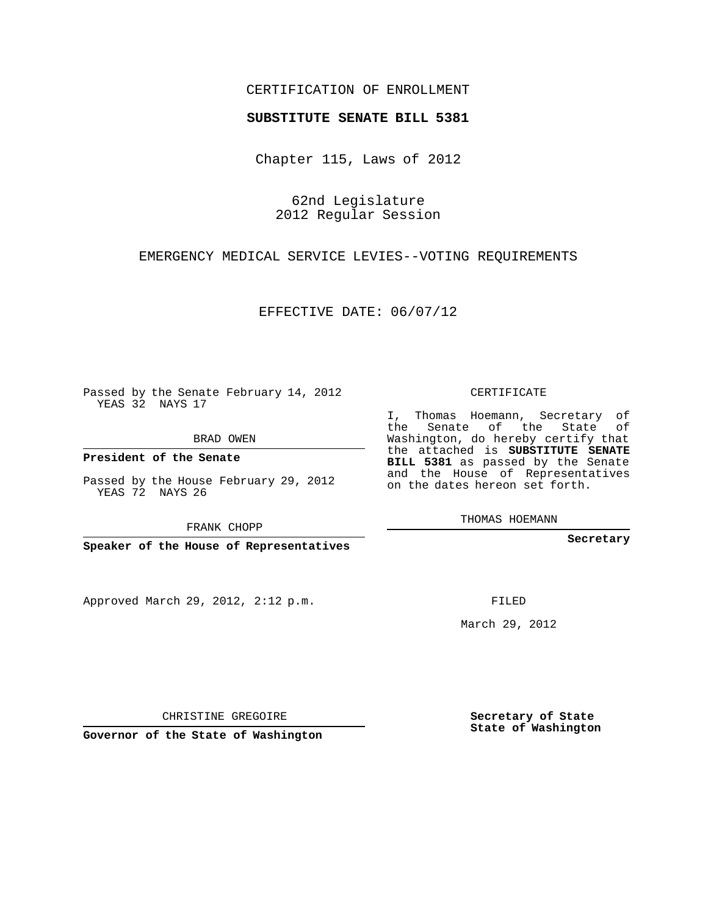CERTIFICATION OF ENROLLMENT

**SUBSTITUTE SENATE BILL 5381**

Chapter 115, Laws of 2012

62nd Legislature
2012 Regular Session

EMERGENCY MEDICAL SERVICE LEVIES--VOTING REQUIREMENTS

EFFECTIVE DATE: 06/07/12

Passed by the Senate February 14, 2012
YEAS 32 NAYS 17

BRAD OWEN

**President of the Senate**

Passed by the House February 29, 2012
YEAS 72 NAYS 26

FRANK CHOPP

**Speaker of the House of Representatives**

Approved March 29, 2012, 2:12 p.m.

CHRISTINE GREGOIRE

**Governor of the State of Washington**

CERTIFICATE

I, Thomas Hoemann, Secretary of the Senate of the State of Washington, do hereby certify that the attached is **SUBSTITUTE SENATE BILL 5381** as passed by the Senate and the House of Representatives on the dates hereon set forth.

THOMAS HOEMANN

**Secretary**

FILED

March 29, 2012

**Secretary of State**
**State of Washington**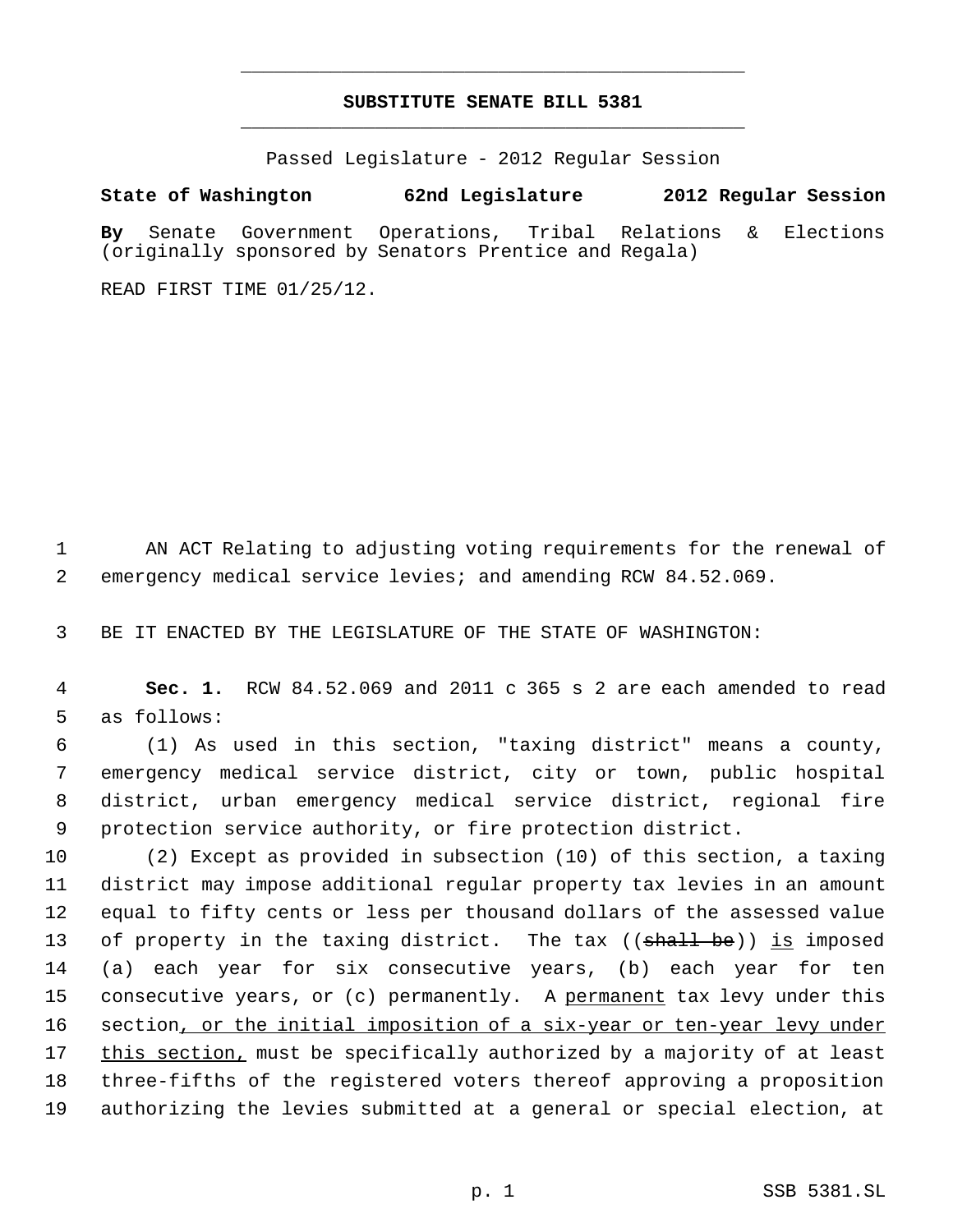# SUBSTITUTE SENATE BILL 5381

Passed Legislature - 2012 Regular Session

**State of Washington 62nd Legislature 2012 Regular Session**

**By** Senate Government Operations, Tribal Relations & Elections (originally sponsored by Senators Prentice and Regala)

READ FIRST TIME 01/25/12.

1 AN ACT Relating to adjusting voting requirements for the renewal of
2 emergency medical service levies; and amending RCW 84.52.069.

3 BE IT ENACTED BY THE LEGISLATURE OF THE STATE OF WASHINGTON:

4 **Sec. 1.** RCW 84.52.069 and 2011 c 365 s 2 are each amended to read
5 as follows:

6 (1) As used in this section, "taxing district" means a county,
7 emergency medical service district, city or town, public hospital
8 district, urban emergency medical service district, regional fire
9 protection service authority, or fire protection district.

10 (2) Except as provided in subsection (10) of this section, a taxing
11 district may impose additional regular property tax levies in an amount
12 equal to fifty cents or less per thousand dollars of the assessed value
13 of property in the taxing district. The tax ((~~shall be~~)) <u>is</u> imposed
14 (a) each year for six consecutive years, (b) each year for ten
15 consecutive years, or (c) permanently. A <u>permanent</u> tax levy under this
16 section<u>, or the initial imposition of a six-year or ten-year levy under</u>
17 <u>this section,</u> must be specifically authorized by a majority of at least
18 three-fifths of the registered voters thereof approving a proposition
19 authorizing the levies submitted at a general or special election, at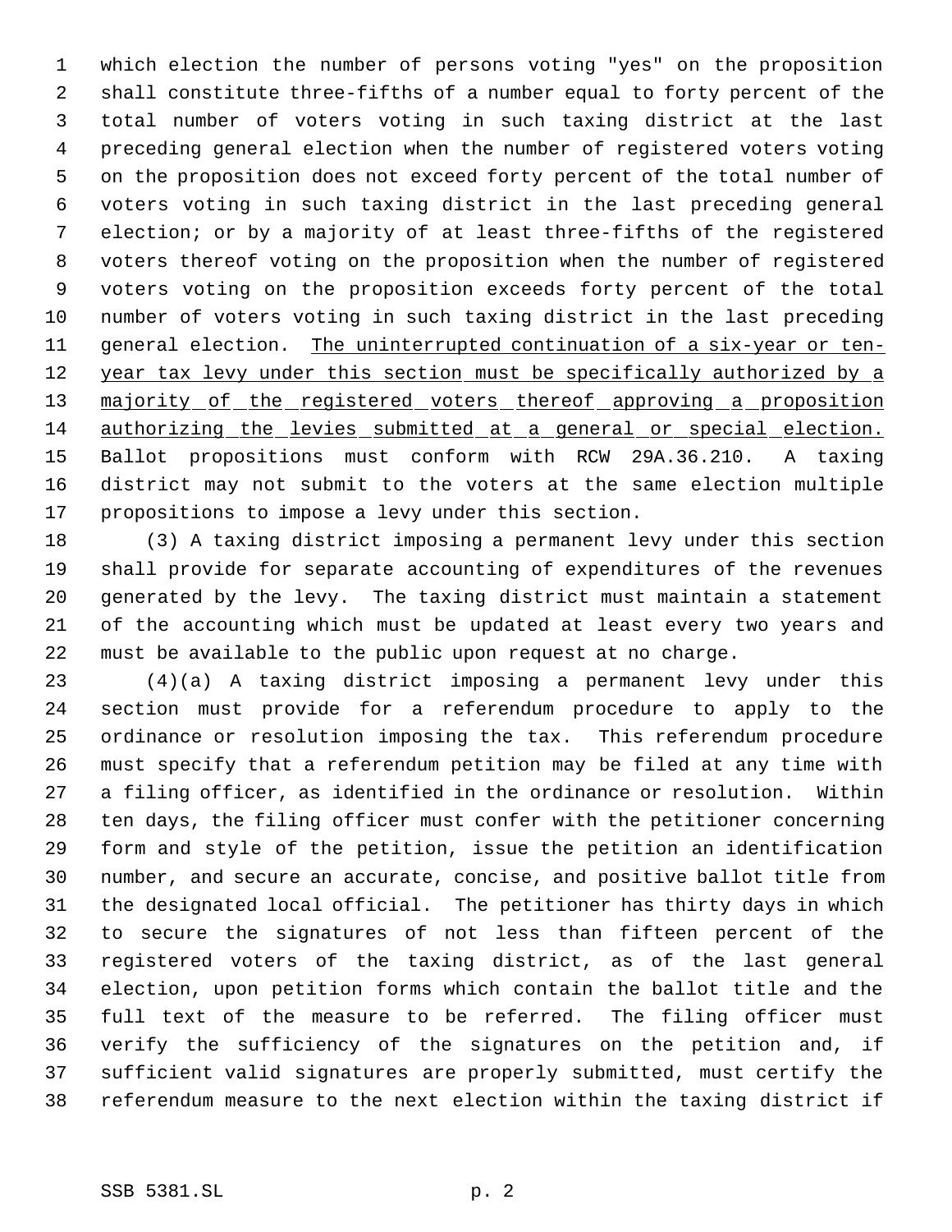which election the number of persons voting "yes" on the proposition shall constitute three-fifths of a number equal to forty percent of the total number of voters voting in such taxing district at the last preceding general election when the number of registered voters voting on the proposition does not exceed forty percent of the total number of voters voting in such taxing district in the last preceding general election; or by a majority of at least three-fifths of the registered voters thereof voting on the proposition when the number of registered voters voting on the proposition exceeds forty percent of the total number of voters voting in such taxing district in the last preceding general election. <u>The uninterrupted continuation of a six-year or ten-year tax levy under this section must be specifically authorized by a majority of the registered voters thereof approving a proposition authorizing the levies submitted at a general or special election.</u> Ballot propositions must conform with RCW 29A.36.210. A taxing district may not submit to the voters at the same election multiple propositions to impose a levy under this section.

(3) A taxing district imposing a permanent levy under this section shall provide for separate accounting of expenditures of the revenues generated by the levy. The taxing district must maintain a statement of the accounting which must be updated at least every two years and must be available to the public upon request at no charge.

(4)(a) A taxing district imposing a permanent levy under this section must provide for a referendum procedure to apply to the ordinance or resolution imposing the tax. This referendum procedure must specify that a referendum petition may be filed at any time with a filing officer, as identified in the ordinance or resolution. Within ten days, the filing officer must confer with the petitioner concerning form and style of the petition, issue the petition an identification number, and secure an accurate, concise, and positive ballot title from the designated local official. The petitioner has thirty days in which to secure the signatures of not less than fifteen percent of the registered voters of the taxing district, as of the last general election, upon petition forms which contain the ballot title and the full text of the measure to be referred. The filing officer must verify the sufficiency of the signatures on the petition and, if sufficient valid signatures are properly submitted, must certify the referendum measure to the next election within the taxing district if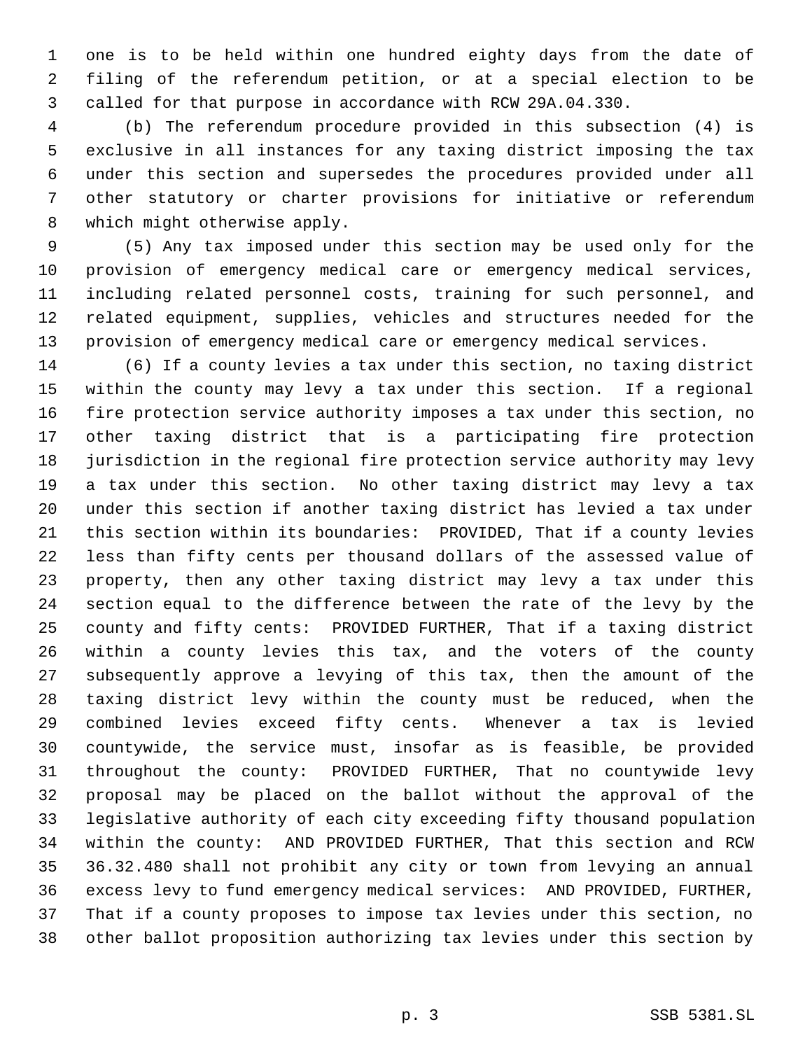one is to be held within one hundred eighty days from the date of filing of the referendum petition, or at a special election to be called for that purpose in accordance with RCW 29A.04.330.

(b) The referendum procedure provided in this subsection (4) is exclusive in all instances for any taxing district imposing the tax under this section and supersedes the procedures provided under all other statutory or charter provisions for initiative or referendum which might otherwise apply.

(5) Any tax imposed under this section may be used only for the provision of emergency medical care or emergency medical services, including related personnel costs, training for such personnel, and related equipment, supplies, vehicles and structures needed for the provision of emergency medical care or emergency medical services.

(6) If a county levies a tax under this section, no taxing district within the county may levy a tax under this section. If a regional fire protection service authority imposes a tax under this section, no other taxing district that is a participating fire protection jurisdiction in the regional fire protection service authority may levy a tax under this section. No other taxing district may levy a tax under this section if another taxing district has levied a tax under this section within its boundaries: PROVIDED, That if a county levies less than fifty cents per thousand dollars of the assessed value of property, then any other taxing district may levy a tax under this section equal to the difference between the rate of the levy by the county and fifty cents: PROVIDED FURTHER, That if a taxing district within a county levies this tax, and the voters of the county subsequently approve a levying of this tax, then the amount of the taxing district levy within the county must be reduced, when the combined levies exceed fifty cents. Whenever a tax is levied countywide, the service must, insofar as is feasible, be provided throughout the county: PROVIDED FURTHER, That no countywide levy proposal may be placed on the ballot without the approval of the legislative authority of each city exceeding fifty thousand population within the county: AND PROVIDED FURTHER, That this section and RCW 36.32.480 shall not prohibit any city or town from levying an annual excess levy to fund emergency medical services: AND PROVIDED, FURTHER, That if a county proposes to impose tax levies under this section, no other ballot proposition authorizing tax levies under this section by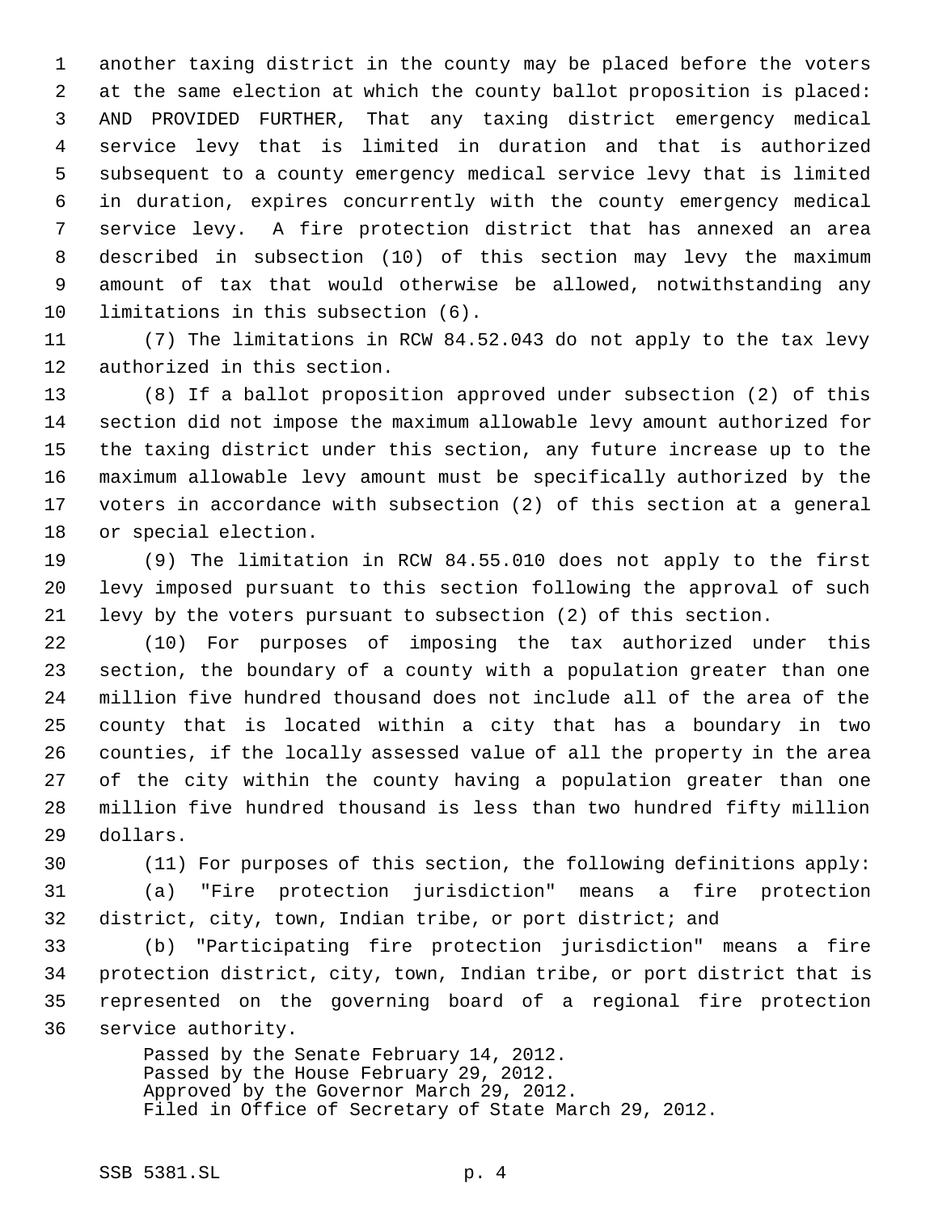another taxing district in the county may be placed before the voters at the same election at which the county ballot proposition is placed: AND PROVIDED FURTHER, That any taxing district emergency medical service levy that is limited in duration and that is authorized subsequent to a county emergency medical service levy that is limited in duration, expires concurrently with the county emergency medical service levy. A fire protection district that has annexed an area described in subsection (10) of this section may levy the maximum amount of tax that would otherwise be allowed, notwithstanding any limitations in this subsection (6).

(7) The limitations in RCW 84.52.043 do not apply to the tax levy authorized in this section.

(8) If a ballot proposition approved under subsection (2) of this section did not impose the maximum allowable levy amount authorized for the taxing district under this section, any future increase up to the maximum allowable levy amount must be specifically authorized by the voters in accordance with subsection (2) of this section at a general or special election.

(9) The limitation in RCW 84.55.010 does not apply to the first levy imposed pursuant to this section following the approval of such levy by the voters pursuant to subsection (2) of this section.

(10) For purposes of imposing the tax authorized under this section, the boundary of a county with a population greater than one million five hundred thousand does not include all of the area of the county that is located within a city that has a boundary in two counties, if the locally assessed value of all the property in the area of the city within the county having a population greater than one million five hundred thousand is less than two hundred fifty million dollars.

(11) For purposes of this section, the following definitions apply:

(a) "Fire protection jurisdiction" means a fire protection district, city, town, Indian tribe, or port district; and

(b) "Participating fire protection jurisdiction" means a fire protection district, city, town, Indian tribe, or port district that is represented on the governing board of a regional fire protection service authority.

Passed by the Senate February 14, 2012.
Passed by the House February 29, 2012.
Approved by the Governor March 29, 2012.
Filed in Office of Secretary of State March 29, 2012.